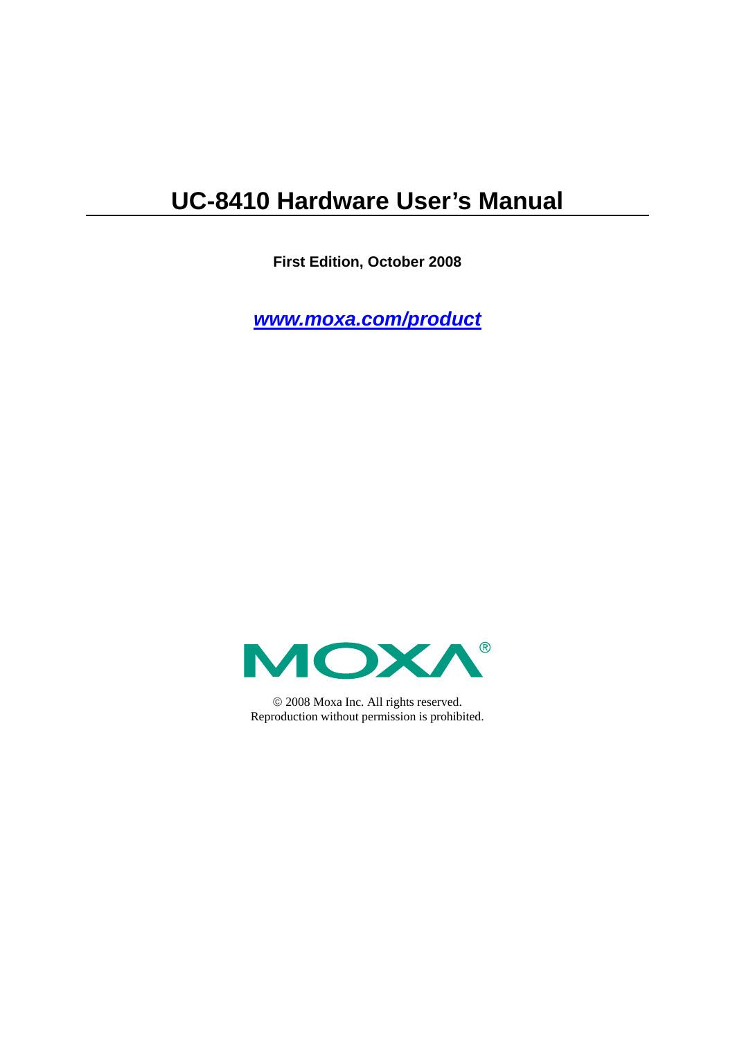# UC-8410 Hardware User's Manual

**First Edition, October 2008**

***www.moxa.com/product***

MOXA®

© 2008 Moxa Inc. All rights reserved.
Reproduction without permission is prohibited.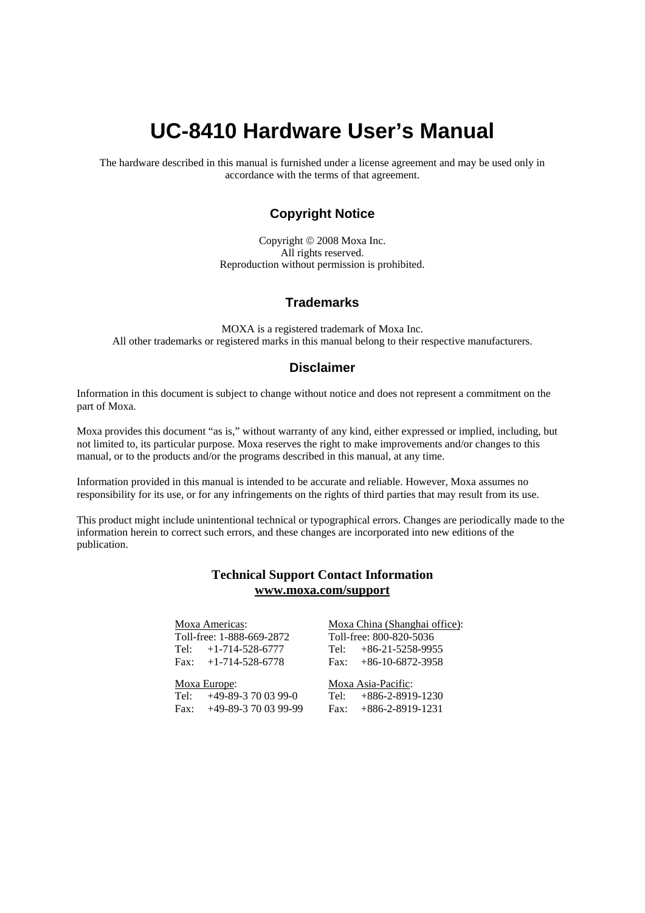# UC-8410 Hardware User's Manual

The hardware described in this manual is furnished under a license agreement and may be used only in accordance with the terms of that agreement.

## Copyright Notice

Copyright © 2008 Moxa Inc.
All rights reserved.
Reproduction without permission is prohibited.

## Trademarks

MOXA is a registered trademark of Moxa Inc.
All other trademarks or registered marks in this manual belong to their respective manufacturers.

## Disclaimer

Information in this document is subject to change without notice and does not represent a commitment on the part of Moxa.

Moxa provides this document "as is," without warranty of any kind, either expressed or implied, including, but not limited to, its particular purpose. Moxa reserves the right to make improvements and/or changes to this manual, or to the products and/or the programs described in this manual, at any time.

Information provided in this manual is intended to be accurate and reliable. However, Moxa assumes no responsibility for its use, or for any infringements on the rights of third parties that may result from its use.

This product might include unintentional technical or typographical errors. Changes are periodically made to the information herein to correct such errors, and these changes are incorporated into new editions of the publication.

**Technical Support Contact Information**
**www.moxa.com/support**

Moxa Americas:
Toll-free: 1-888-669-2872
Tel: +1-714-528-6777
Fax: +1-714-528-6778

Moxa China (Shanghai office):
Toll-free: 800-820-5036
Tel: +86-21-5258-9955
Fax: +86-10-6872-3958

Moxa Europe:
Tel: +49-89-3 70 03 99-0
Fax: +49-89-3 70 03 99-99

Moxa Asia-Pacific:
Tel: +886-2-8919-1230
Fax: +886-2-8919-1231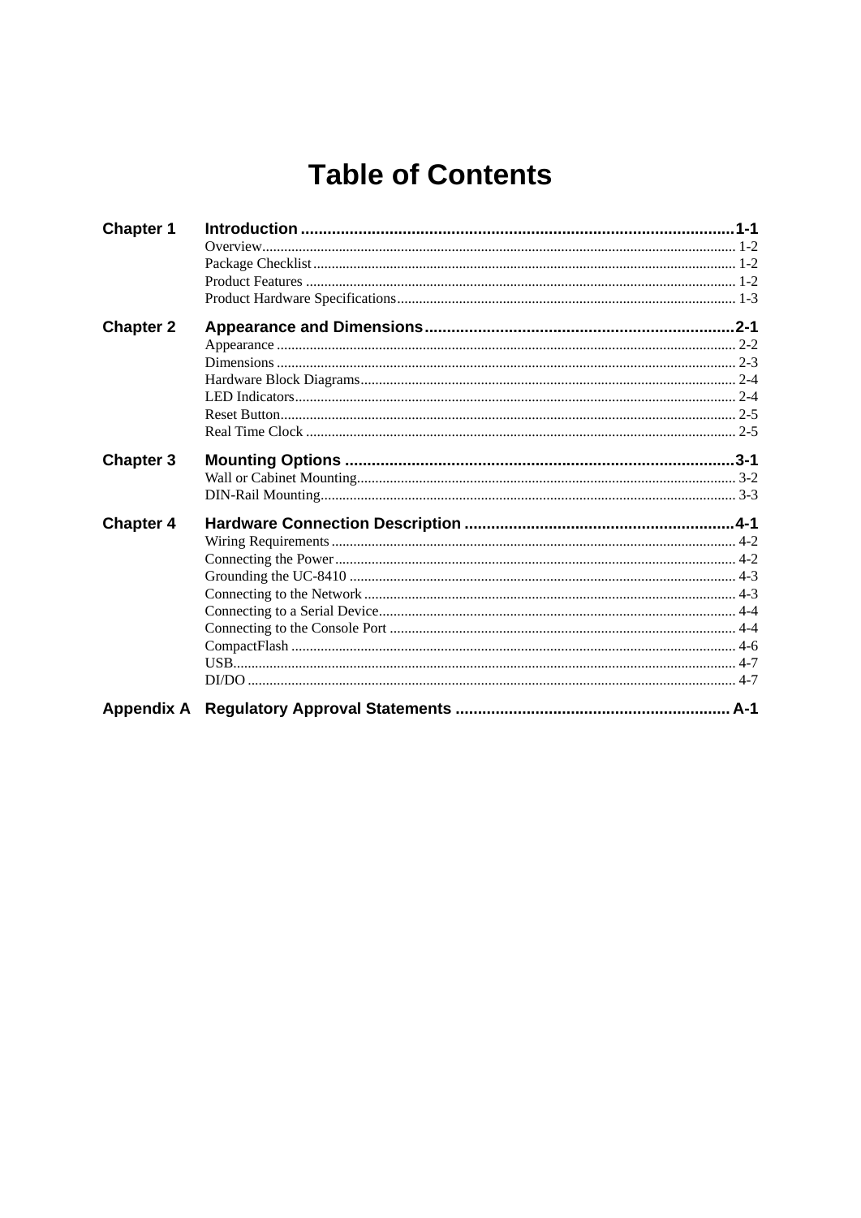# Table of Contents

**Chapter 1 Introduction ...... 1-1**

- Overview ...... 1-2
- Package Checklist ...... 1-2
- Product Features ...... 1-2
- Product Hardware Specifications ...... 1-3

**Chapter 2 Appearance and Dimensions ...... 2-1**

- Appearance ...... 2-2
- Dimensions ...... 2-3
- Hardware Block Diagrams ...... 2-4
- LED Indicators ...... 2-4
- Reset Button ...... 2-5
- Real Time Clock ...... 2-5

**Chapter 3 Mounting Options ...... 3-1**

- Wall or Cabinet Mounting ...... 3-2
- DIN-Rail Mounting ...... 3-3

**Chapter 4 Hardware Connection Description ...... 4-1**

- Wiring Requirements ...... 4-2
- Connecting the Power ...... 4-2
- Grounding the UC-8410 ...... 4-3
- Connecting to the Network ...... 4-3
- Connecting to a Serial Device ...... 4-4
- Connecting to the Console Port ...... 4-4
- CompactFlash ...... 4-6
- USB ...... 4-7
- DI/DO ...... 4-7

**Appendix A Regulatory Approval Statements ...... A-1**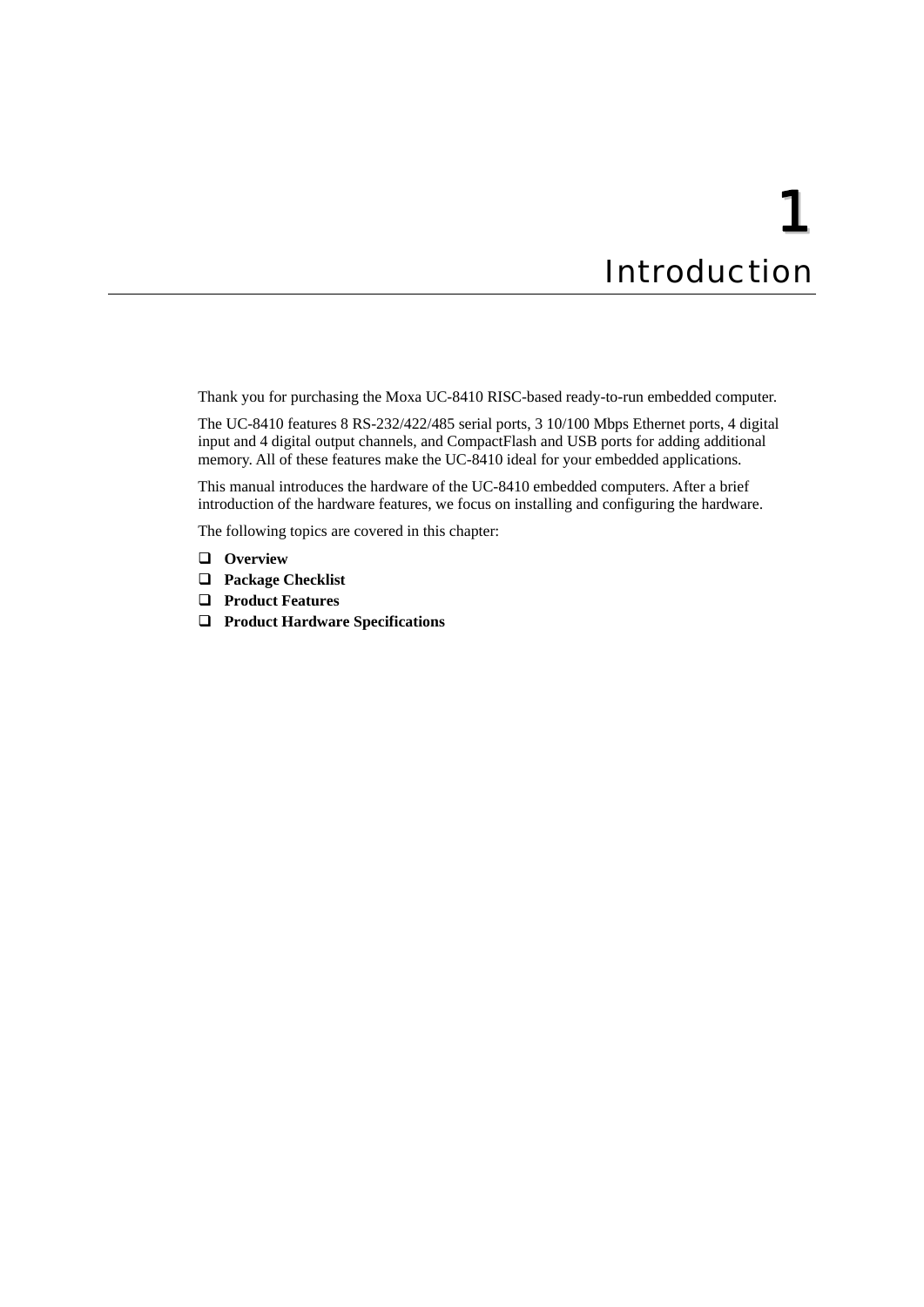# 1 Introduction

Thank you for purchasing the Moxa UC-8410 RISC-based ready-to-run embedded computer.

The UC-8410 features 8 RS-232/422/485 serial ports, 3 10/100 Mbps Ethernet ports, 4 digital input and 4 digital output channels, and CompactFlash and USB ports for adding additional memory. All of these features make the UC-8410 ideal for your embedded applications.

This manual introduces the hardware of the UC-8410 embedded computers. After a brief introduction of the hardware features, we focus on installing and configuring the hardware.

The following topics are covered in this chapter:

- **Overview**
- **Package Checklist**
- **Product Features**
- **Product Hardware Specifications**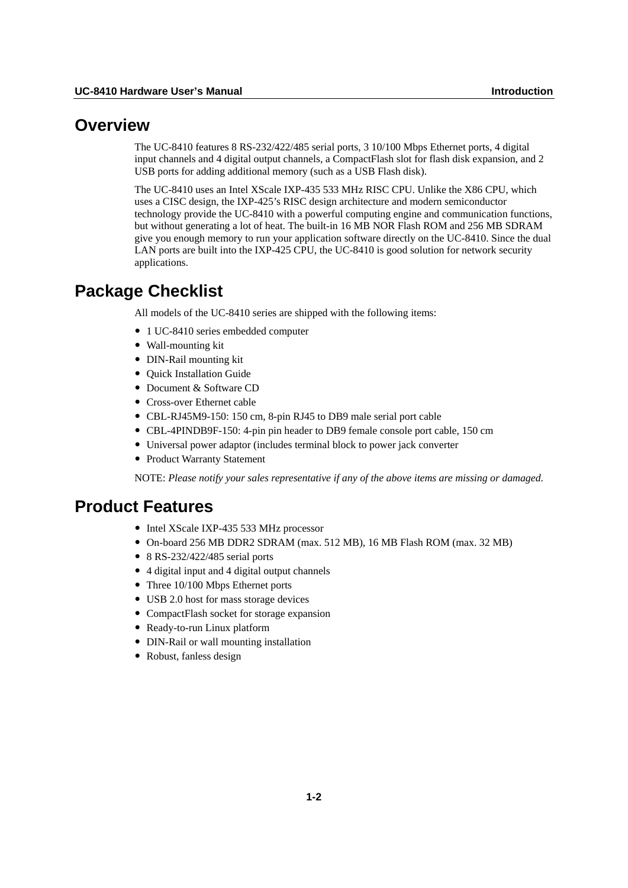## Overview

The UC-8410 features 8 RS-232/422/485 serial ports, 3 10/100 Mbps Ethernet ports, 4 digital input channels and 4 digital output channels, a CompactFlash slot for flash disk expansion, and 2 USB ports for adding additional memory (such as a USB Flash disk).

The UC-8410 uses an Intel XScale IXP-435 533 MHz RISC CPU. Unlike the X86 CPU, which uses a CISC design, the IXP-425's RISC design architecture and modern semiconductor technology provide the UC-8410 with a powerful computing engine and communication functions, but without generating a lot of heat. The built-in 16 MB NOR Flash ROM and 256 MB SDRAM give you enough memory to run your application software directly on the UC-8410. Since the dual LAN ports are built into the IXP-425 CPU, the UC-8410 is good solution for network security applications.

## Package Checklist

All models of the UC-8410 series are shipped with the following items:

- 1 UC-8410 series embedded computer
- Wall-mounting kit
- DIN-Rail mounting kit
- Quick Installation Guide
- Document & Software CD
- Cross-over Ethernet cable
- CBL-RJ45M9-150: 150 cm, 8-pin RJ45 to DB9 male serial port cable
- CBL-4PINDB9F-150: 4-pin pin header to DB9 female console port cable, 150 cm
- Universal power adaptor (includes terminal block to power jack converter
- Product Warranty Statement

NOTE: *Please notify your sales representative if any of the above items are missing or damaged.*

## Product Features

- Intel XScale IXP-435 533 MHz processor
- On-board 256 MB DDR2 SDRAM (max. 512 MB), 16 MB Flash ROM (max. 32 MB)
- 8 RS-232/422/485 serial ports
- 4 digital input and 4 digital output channels
- Three 10/100 Mbps Ethernet ports
- USB 2.0 host for mass storage devices
- CompactFlash socket for storage expansion
- Ready-to-run Linux platform
- DIN-Rail or wall mounting installation
- Robust, fanless design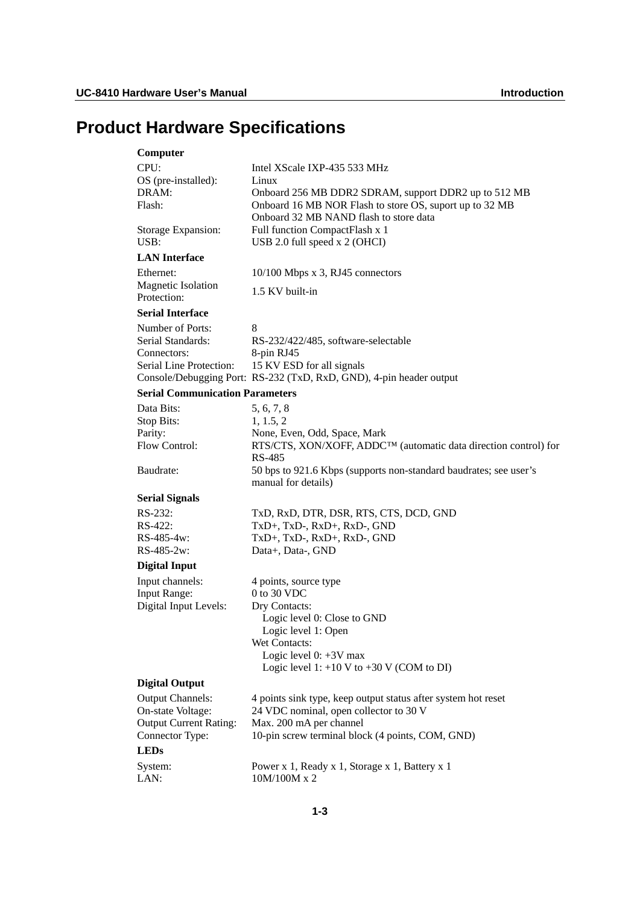# Product Hardware Specifications

**Computer**

| | |
|---|---|
| CPU: | Intel XScale IXP-435 533 MHz |
| OS (pre-installed): | Linux |
| DRAM: | Onboard 256 MB DDR2 SDRAM, support DDR2 up to 512 MB |
| Flash: | Onboard 16 MB NOR Flash to store OS, suport up to 32 MB<br>Onboard 32 MB NAND flash to store data |
| Storage Expansion: | Full function CompactFlash x 1 |
| USB: | USB 2.0 full speed x 2 (OHCI) |

**LAN Interface**

| | |
|---|---|
| Ethernet: | 10/100 Mbps x 3, RJ45 connectors |
| Magnetic Isolation Protection: | 1.5 KV built-in |

**Serial Interface**

| | |
|---|---|
| Number of Ports: | 8 |
| Serial Standards: | RS-232/422/485, software-selectable |
| Connectors: | 8-pin RJ45 |
| Serial Line Protection: | 15 KV ESD for all signals |
| Console/Debugging Port: | RS-232 (TxD, RxD, GND), 4-pin header output |

**Serial Communication Parameters**

| | |
|---|---|
| Data Bits: | 5, 6, 7, 8 |
| Stop Bits: | 1, 1.5, 2 |
| Parity: | None, Even, Odd, Space, Mark |
| Flow Control: | RTS/CTS, XON/XOFF, ADDC™ (automatic data direction control) for RS-485 |
| Baudrate: | 50 bps to 921.6 Kbps (supports non-standard baudrates; see user's manual for details) |

**Serial Signals**

| | |
|---|---|
| RS-232: | TxD, RxD, DTR, DSR, RTS, CTS, DCD, GND |
| RS-422: | TxD+, TxD-, RxD+, RxD-, GND |
| RS-485-4w: | TxD+, TxD-, RxD+, RxD-, GND |
| RS-485-2w: | Data+, Data-, GND |

**Digital Input**

| | |
|---|---|
| Input channels: | 4 points, source type |
| Input Range: | 0 to 30 VDC |
| Digital Input Levels: | Dry Contacts:<br>Logic level 0: Close to GND<br>Logic level 1: Open<br>Wet Contacts:<br>Logic level 0: +3V max<br>Logic level 1: +10 V to +30 V (COM to DI) |

**Digital Output**

| | |
|---|---|
| Output Channels: | 4 points sink type, keep output status after system hot reset |
| On-state Voltage: | 24 VDC nominal, open collector to 30 V |
| Output Current Rating: | Max. 200 mA per channel |
| Connector Type: | 10-pin screw terminal block (4 points, COM, GND) |

**LEDs**

| | |
|---|---|
| System: | Power x 1, Ready x 1, Storage x 1, Battery x 1 |
| LAN: | 10M/100M x 2 |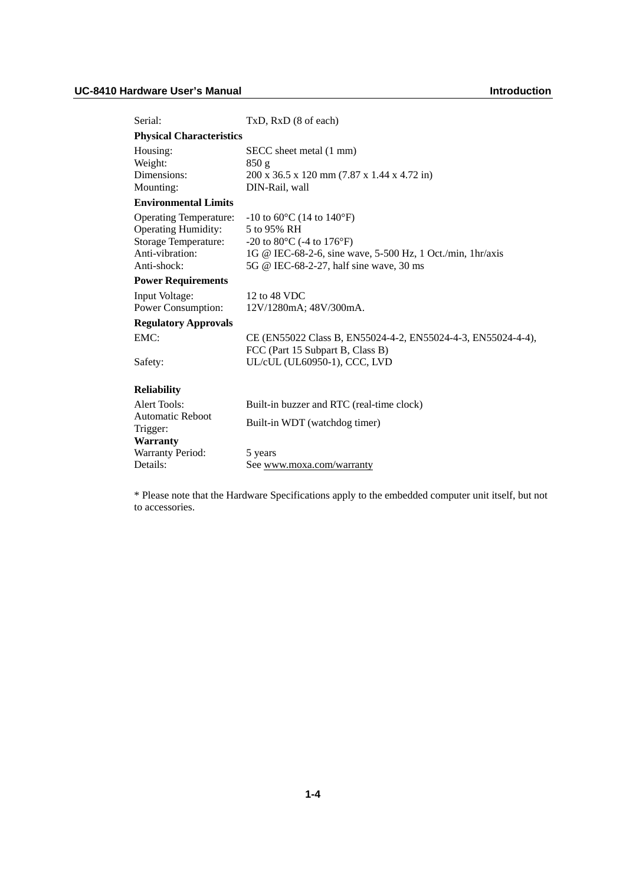Serial: TxD, RxD (8 of each)

**Physical Characteristics**

Housing: SECC sheet metal (1 mm)
Weight: 850 g
Dimensions: 200 x 36.5 x 120 mm (7.87 x 1.44 x 4.72 in)
Mounting: DIN-Rail, wall

**Environmental Limits**

Operating Temperature: -10 to 60°C (14 to 140°F)
Operating Humidity: 5 to 95% RH
Storage Temperature: -20 to 80°C (-4 to 176°F)
Anti-vibration: 1G @ IEC-68-2-6, sine wave, 5-500 Hz, 1 Oct./min, 1hr/axis
Anti-shock: 5G @ IEC-68-2-27, half sine wave, 30 ms

**Power Requirements**

Input Voltage: 12 to 48 VDC
Power Consumption: 12V/1280mA; 48V/300mA.

**Regulatory Approvals**

EMC: CE (EN55022 Class B, EN55024-4-2, EN55024-4-3, EN55024-4-4), FCC (Part 15 Subpart B, Class B)
Safety: UL/cUL (UL60950-1), CCC, LVD

**Reliability**

Alert Tools: Built-in buzzer and RTC (real-time clock)
Automatic Reboot Trigger: Built-in WDT (watchdog timer)

**Warranty**

Warranty Period: 5 years
Details: See www.moxa.com/warranty

* Please note that the Hardware Specifications apply to the embedded computer unit itself, but not to accessories.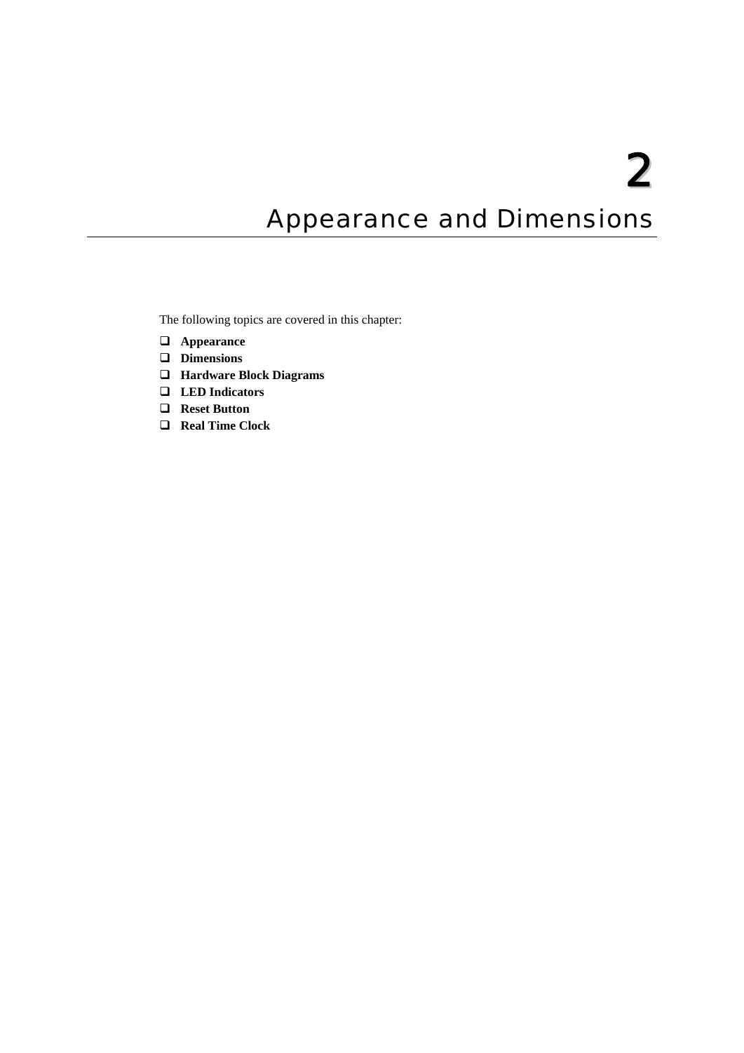# 2 Appearance and Dimensions

The following topics are covered in this chapter:

- **Appearance**
- **Dimensions**
- **Hardware Block Diagrams**
- **LED Indicators**
- **Reset Button**
- **Real Time Clock**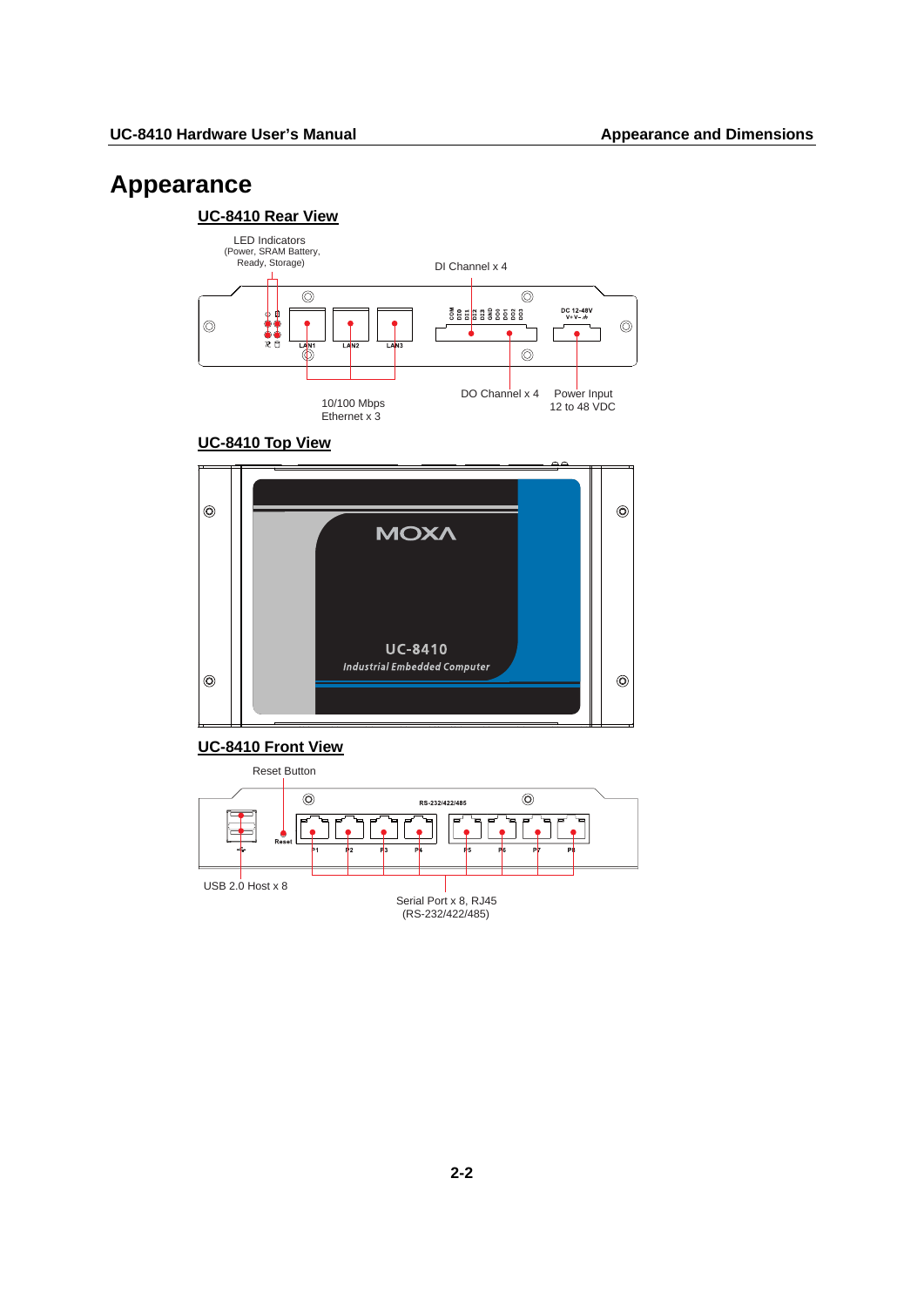# Appearance

## UC-8410 Rear View

LED Indicators
(Power, SRAM Battery,
Ready, Storage)

DI Channel x 4

10/100 Mbps
Ethernet x 3

DO Channel x 4

Power Input
12 to 48 VDC

## UC-8410 Top View

## UC-8410 Front View

Reset Button

USB 2.0 Host x 8

Serial Port x 8, RJ45
(RS-232/422/485)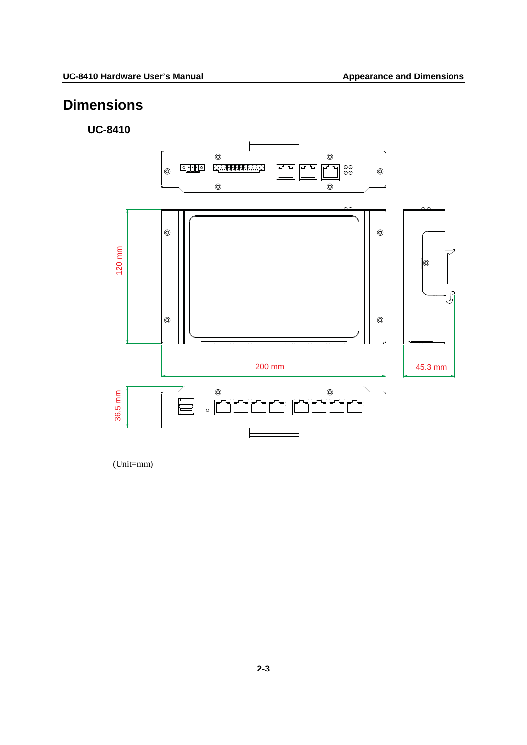# Dimensions

## UC-8410

120 mm

200 mm

45.3 mm

36.5 mm

(Unit=mm)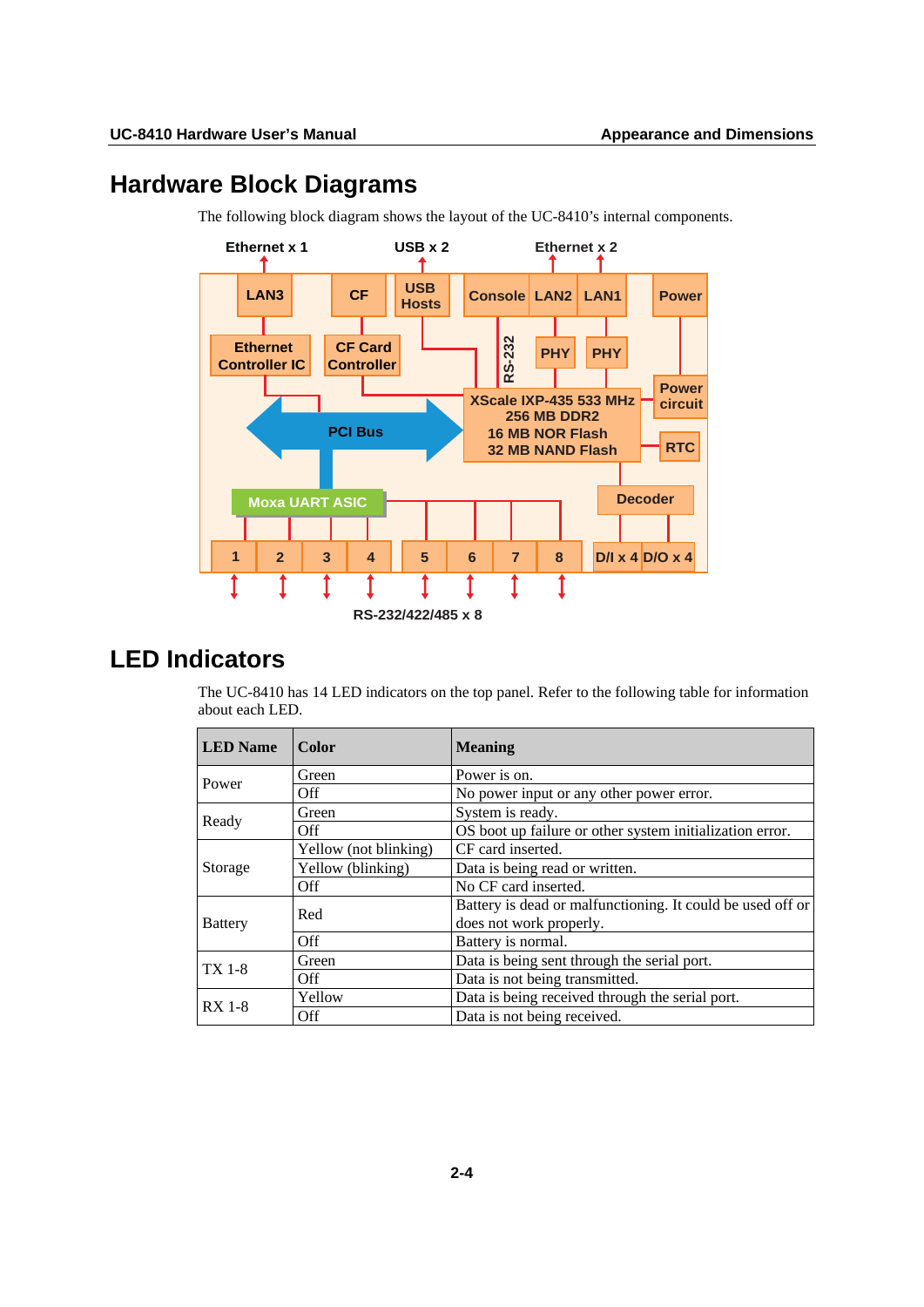# Hardware Block Diagrams

The following block diagram shows the layout of the UC-8410's internal components.

# LED Indicators

The UC-8410 has 14 LED indicators on the top panel. Refer to the following table for information about each LED.

| LED Name | Color | Meaning |
|---|---|---|
| Power | Green | Power is on. |
| | Off | No power input or any other power error. |
| Ready | Green | System is ready. |
| | Off | OS boot up failure or other system initialization error. |
| Storage | Yellow (not blinking) | CF card inserted. |
| | Yellow (blinking) | Data is being read or written. |
| | Off | No CF card inserted. |
| Battery | Red | Battery is dead or malfunctioning. It could be used off or does not work properly. |
| | Off | Battery is normal. |
| TX 1-8 | Green | Data is being sent through the serial port. |
| | Off | Data is not being transmitted. |
| RX 1-8 | Yellow | Data is being received through the serial port. |
| | Off | Data is not being received. |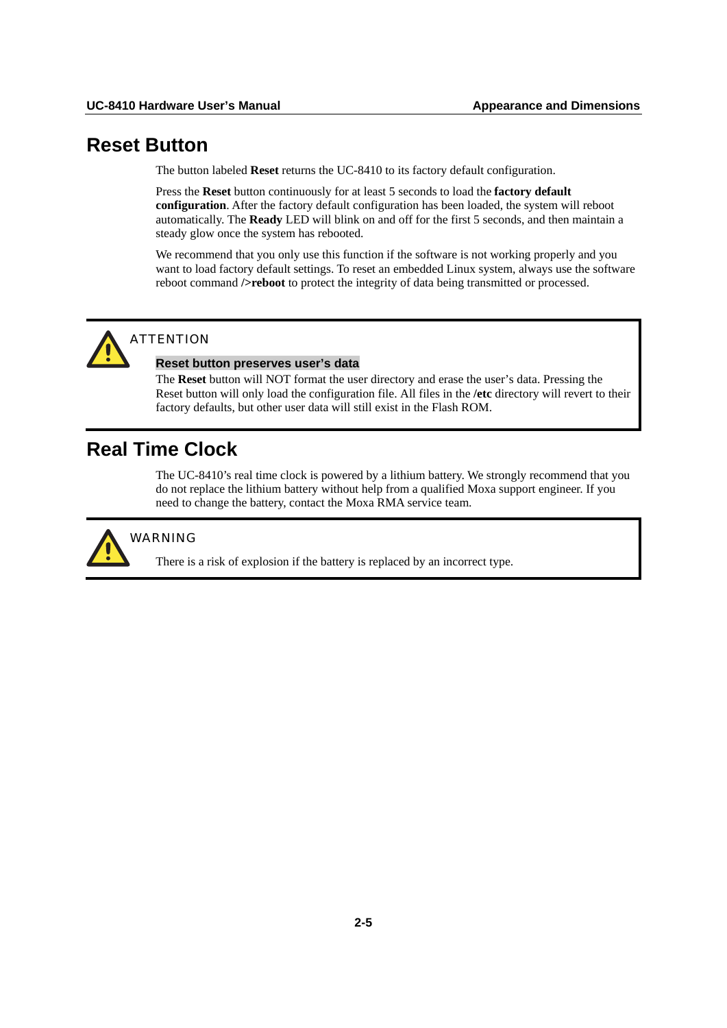## Reset Button

The button labeled **Reset** returns the UC-8410 to its factory default configuration.

Press the **Reset** button continuously for at least 5 seconds to load the **factory default configuration**. After the factory default configuration has been loaded, the system will reboot automatically. The **Ready** LED will blink on and off for the first 5 seconds, and then maintain a steady glow once the system has rebooted.

We recommend that you only use this function if the software is not working properly and you want to load factory default settings. To reset an embedded Linux system, always use the software reboot command **/>reboot** to protect the integrity of data being transmitted or processed.

> ATTENTION
>
> **Reset button preserves user's data**
>
> The **Reset** button will NOT format the user directory and erase the user's data. Pressing the Reset button will only load the configuration file. All files in the **/etc** directory will revert to their factory defaults, but other user data will still exist in the Flash ROM.

## Real Time Clock

The UC-8410's real time clock is powered by a lithium battery. We strongly recommend that you do not replace the lithium battery without help from a qualified Moxa support engineer. If you need to change the battery, contact the Moxa RMA service team.

> WARNING
>
> There is a risk of explosion if the battery is replaced by an incorrect type.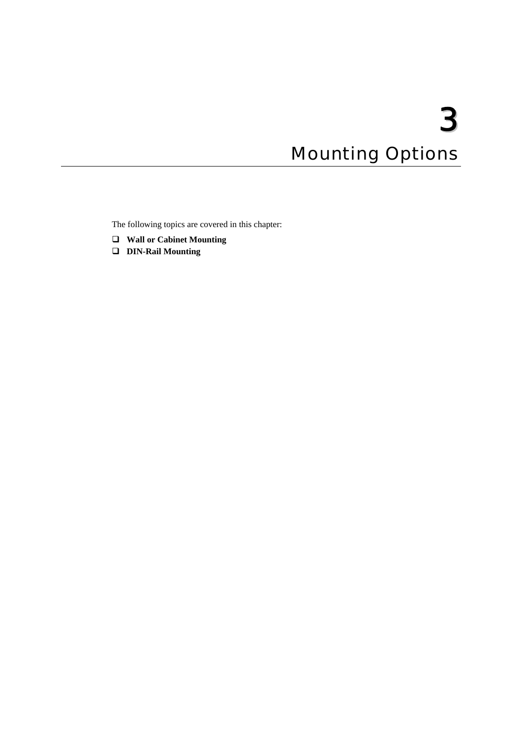# 3

# Mounting Options

The following topics are covered in this chapter:

- **Wall or Cabinet Mounting**
- **DIN-Rail Mounting**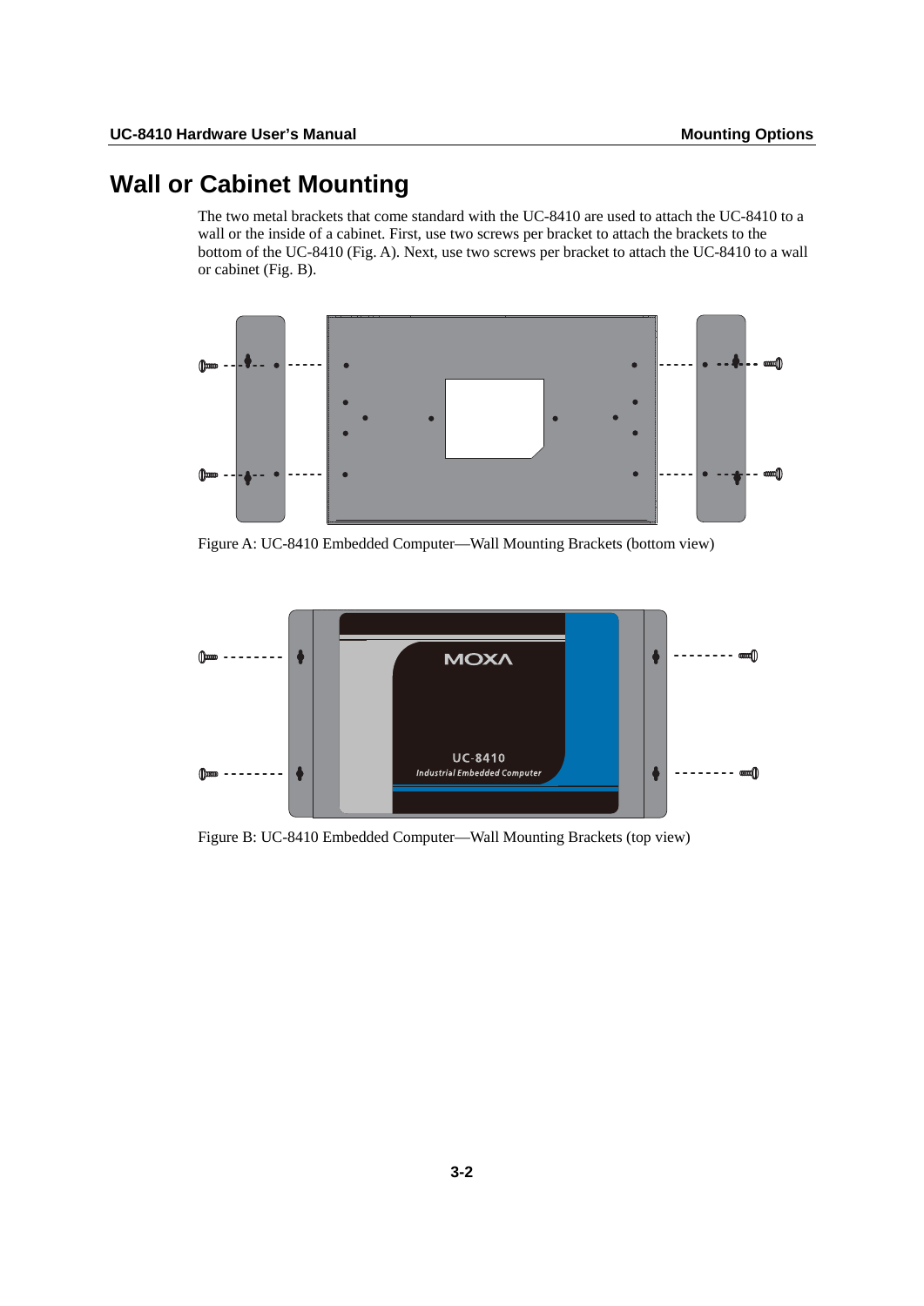# Wall or Cabinet Mounting

The two metal brackets that come standard with the UC-8410 are used to attach the UC-8410 to a wall or the inside of a cabinet. First, use two screws per bracket to attach the brackets to the bottom of the UC-8410 (Fig. A). Next, use two screws per bracket to attach the UC-8410 to a wall or cabinet (Fig. B).

Figure A: UC-8410 Embedded Computer—Wall Mounting Brackets (bottom view)

Figure B: UC-8410 Embedded Computer—Wall Mounting Brackets (top view)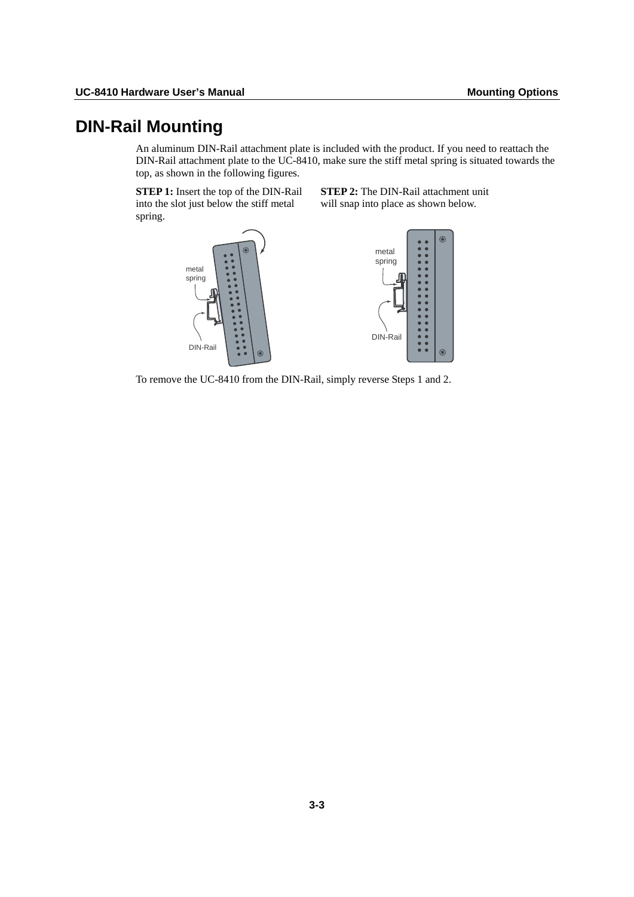# DIN-Rail Mounting

An aluminum DIN-Rail attachment plate is included with the product. If you need to reattach the DIN-Rail attachment plate to the UC-8410, make sure the stiff metal spring is situated towards the top, as shown in the following figures.

**STEP 1:** Insert the top of the DIN-Rail into the slot just below the stiff metal spring.

**STEP 2:** The DIN-Rail attachment unit will snap into place as shown below.

metal spring

DIN-Rail

metal spring

DIN-Rail

To remove the UC-8410 from the DIN-Rail, simply reverse Steps 1 and 2.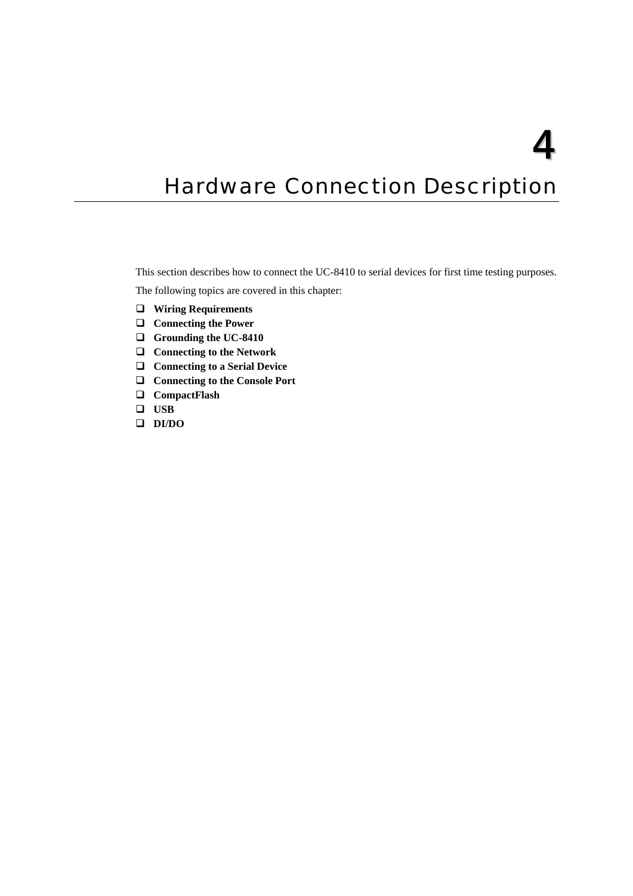# 4 Hardware Connection Description

This section describes how to connect the UC-8410 to serial devices for first time testing purposes.

The following topics are covered in this chapter:

- **Wiring Requirements**
- **Connecting the Power**
- **Grounding the UC-8410**
- **Connecting to the Network**
- **Connecting to a Serial Device**
- **Connecting to the Console Port**
- **CompactFlash**
- **USB**
- **DI/DO**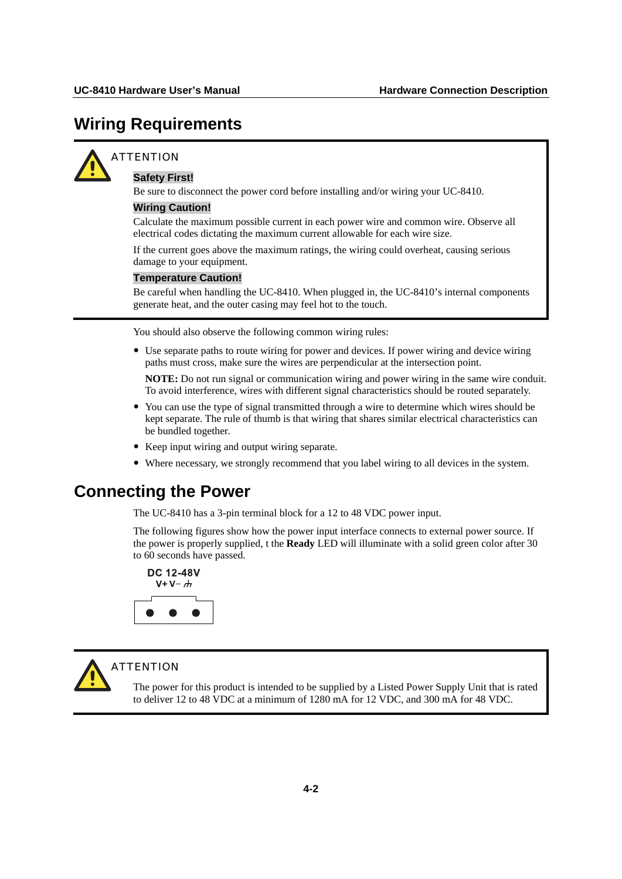## Wiring Requirements

> ATTENTION
>
> **Safety First!**
>
> Be sure to disconnect the power cord before installing and/or wiring your UC-8410.
>
> **Wiring Caution!**
>
> Calculate the maximum possible current in each power wire and common wire. Observe all electrical codes dictating the maximum current allowable for each wire size.
>
> If the current goes above the maximum ratings, the wiring could overheat, causing serious damage to your equipment.
>
> **Temperature Caution!**
>
> Be careful when handling the UC-8410. When plugged in, the UC-8410's internal components generate heat, and the outer casing may feel hot to the touch.

You should also observe the following common wiring rules:

- Use separate paths to route wiring for power and devices. If power wiring and device wiring paths must cross, make sure the wires are perpendicular at the intersection point.

  **NOTE:** Do not run signal or communication wiring and power wiring in the same wire conduit. To avoid interference, wires with different signal characteristics should be routed separately.

- You can use the type of signal transmitted through a wire to determine which wires should be kept separate. The rule of thumb is that wiring that shares similar electrical characteristics can be bundled together.
- Keep input wiring and output wiring separate.
- Where necessary, we strongly recommend that you label wiring to all devices in the system.

## Connecting the Power

The UC-8410 has a 3-pin terminal block for a 12 to 48 VDC power input.

The following figures show how the power input interface connects to external power source. If the power is properly supplied, t the **Ready** LED will illuminate with a solid green color after 30 to 60 seconds have passed.

DC 12-48V
V+ V− ⏚

> ATTENTION
>
> The power for this product is intended to be supplied by a Listed Power Supply Unit that is rated to deliver 12 to 48 VDC at a minimum of 1280 mA for 12 VDC, and 300 mA for 48 VDC.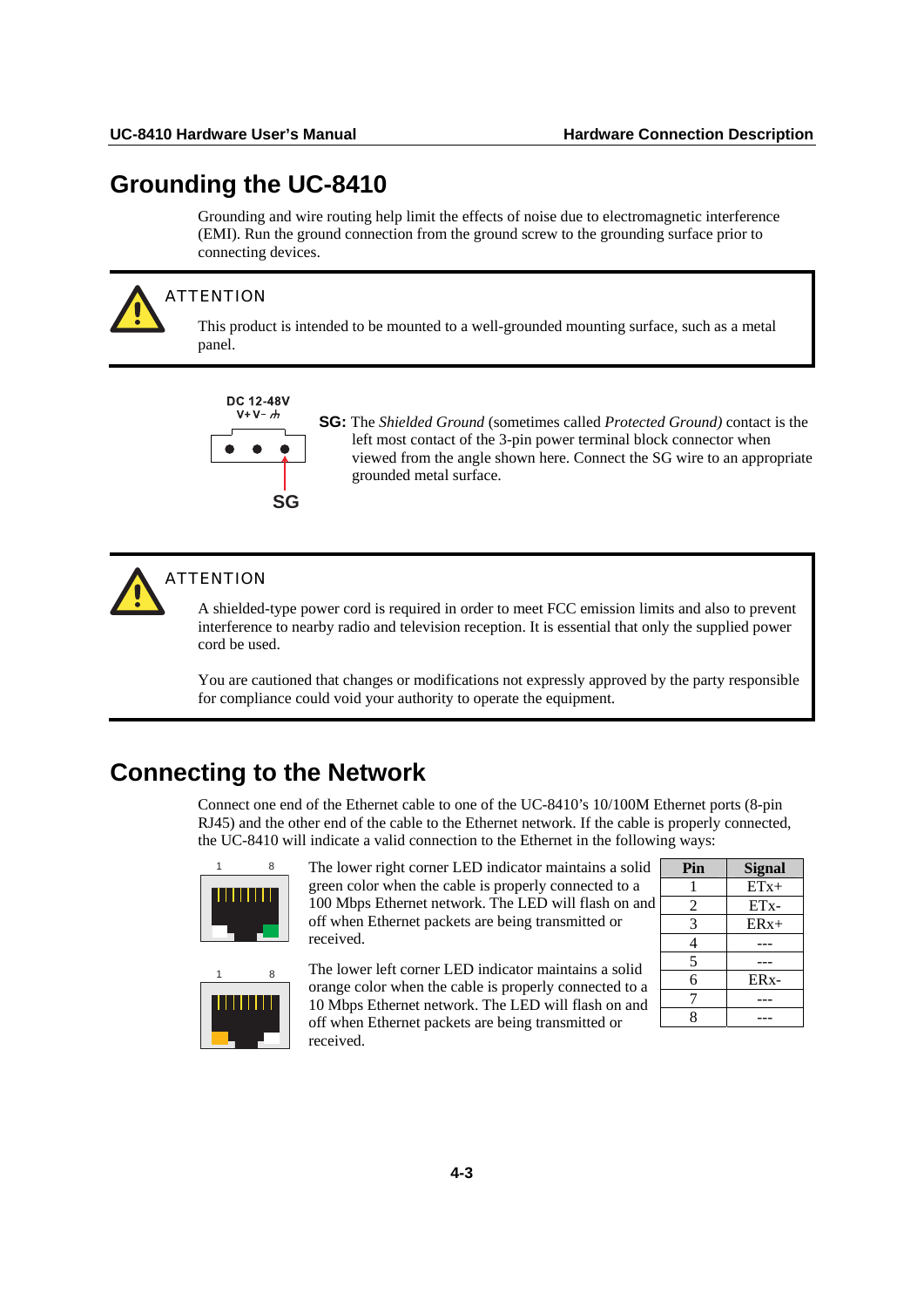## Grounding the UC-8410

Grounding and wire routing help limit the effects of noise due to electromagnetic interference (EMI). Run the ground connection from the ground screw to the grounding surface prior to connecting devices.

> **ATTENTION**
>
> This product is intended to be mounted to a well-grounded mounting surface, such as a metal panel.

DC 12-48V
V+ V- ⏚

SG

**SG:** The *Shielded Ground* (sometimes called *Protected Ground)* contact is the left most contact of the 3-pin power terminal block connector when viewed from the angle shown here. Connect the SG wire to an appropriate grounded metal surface.

> **ATTENTION**
>
> A shielded-type power cord is required in order to meet FCC emission limits and also to prevent interference to nearby radio and television reception. It is essential that only the supplied power cord be used.
>
> You are cautioned that changes or modifications not expressly approved by the party responsible for compliance could void your authority to operate the equipment.

## Connecting to the Network

Connect one end of the Ethernet cable to one of the UC-8410's 10/100M Ethernet ports (8-pin RJ45) and the other end of the cable to the Ethernet network. If the cable is properly connected, the UC-8410 will indicate a valid connection to the Ethernet in the following ways:

1 8

The lower right corner LED indicator maintains a solid green color when the cable is properly connected to a 100 Mbps Ethernet network. The LED will flash on and off when Ethernet packets are being transmitted or received.

1 8

The lower left corner LED indicator maintains a solid orange color when the cable is properly connected to a 10 Mbps Ethernet network. The LED will flash on and off when Ethernet packets are being transmitted or received.

| Pin | Signal |
|---|---|
| 1 | ETx+ |
| 2 | ETx- |
| 3 | ERx+ |
| 4 | --- |
| 5 | --- |
| 6 | ERx- |
| 7 | --- |
| 8 | --- |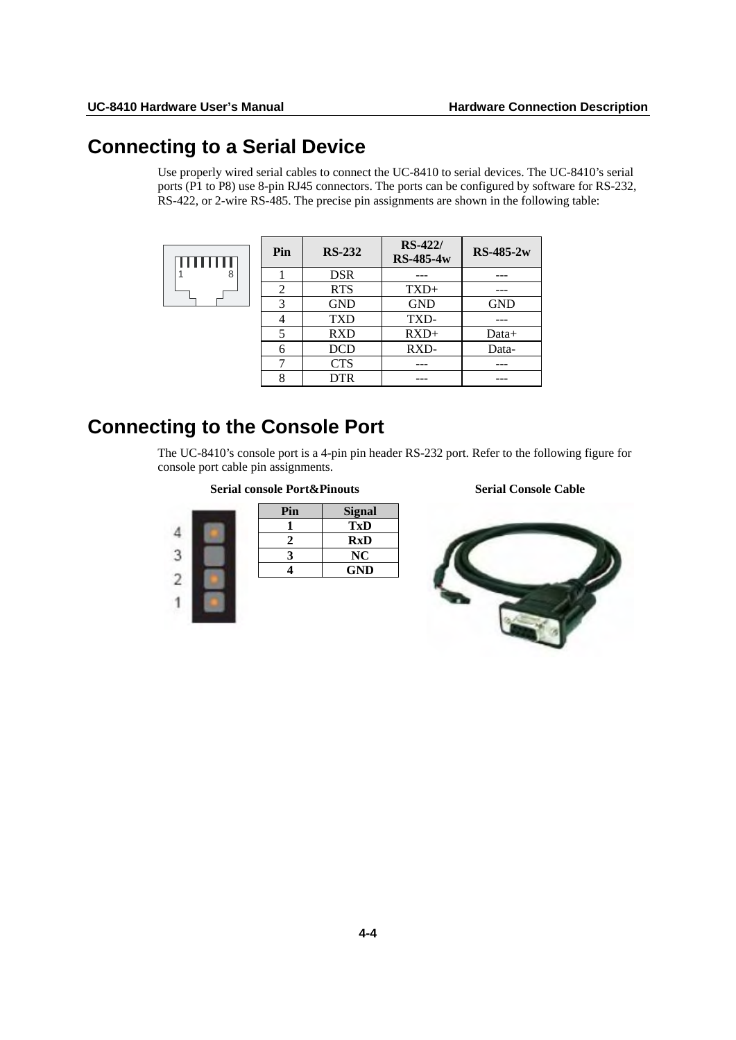# Connecting to a Serial Device

Use properly wired serial cables to connect the UC-8410 to serial devices. The UC-8410's serial ports (P1 to P8) use 8-pin RJ45 connectors. The ports can be configured by software for RS-232, RS-422, or 2-wire RS-485. The precise pin assignments are shown in the following table:

| Pin | RS-232 | RS-422/ RS-485-4w | RS-485-2w |
|---|---|---|---|
| 1 | DSR | --- | --- |
| 2 | RTS | TXD+ | --- |
| 3 | GND | GND | GND |
| 4 | TXD | TXD- | --- |
| 5 | RXD | RXD+ | Data+ |
| 6 | DCD | RXD- | Data- |
| 7 | CTS | --- | --- |
| 8 | DTR | --- | --- |

# Connecting to the Console Port

The UC-8410's console port is a 4-pin pin header RS-232 port. Refer to the following figure for console port cable pin assignments.

**Serial console Port&Pinouts**

| Pin | Signal |
|---|---|
| 1 | TxD |
| 2 | RxD |
| 3 | NC |
| 4 | GND |

**Serial Console Cable**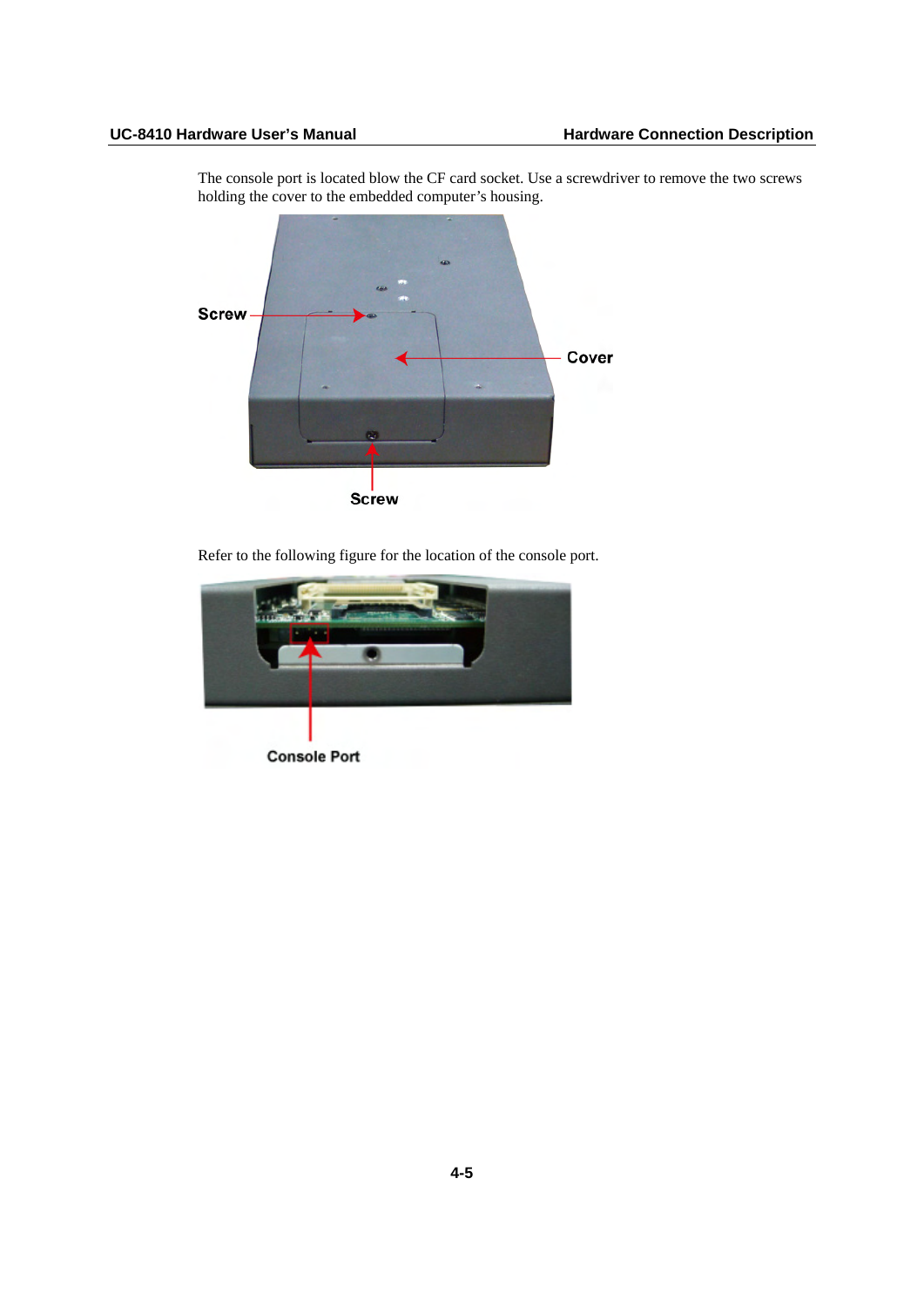The console port is located blow the CF card socket. Use a screwdriver to remove the two screws holding the cover to the embedded computer's housing.

Screw

Cover

Screw

Refer to the following figure for the location of the console port.

Console Port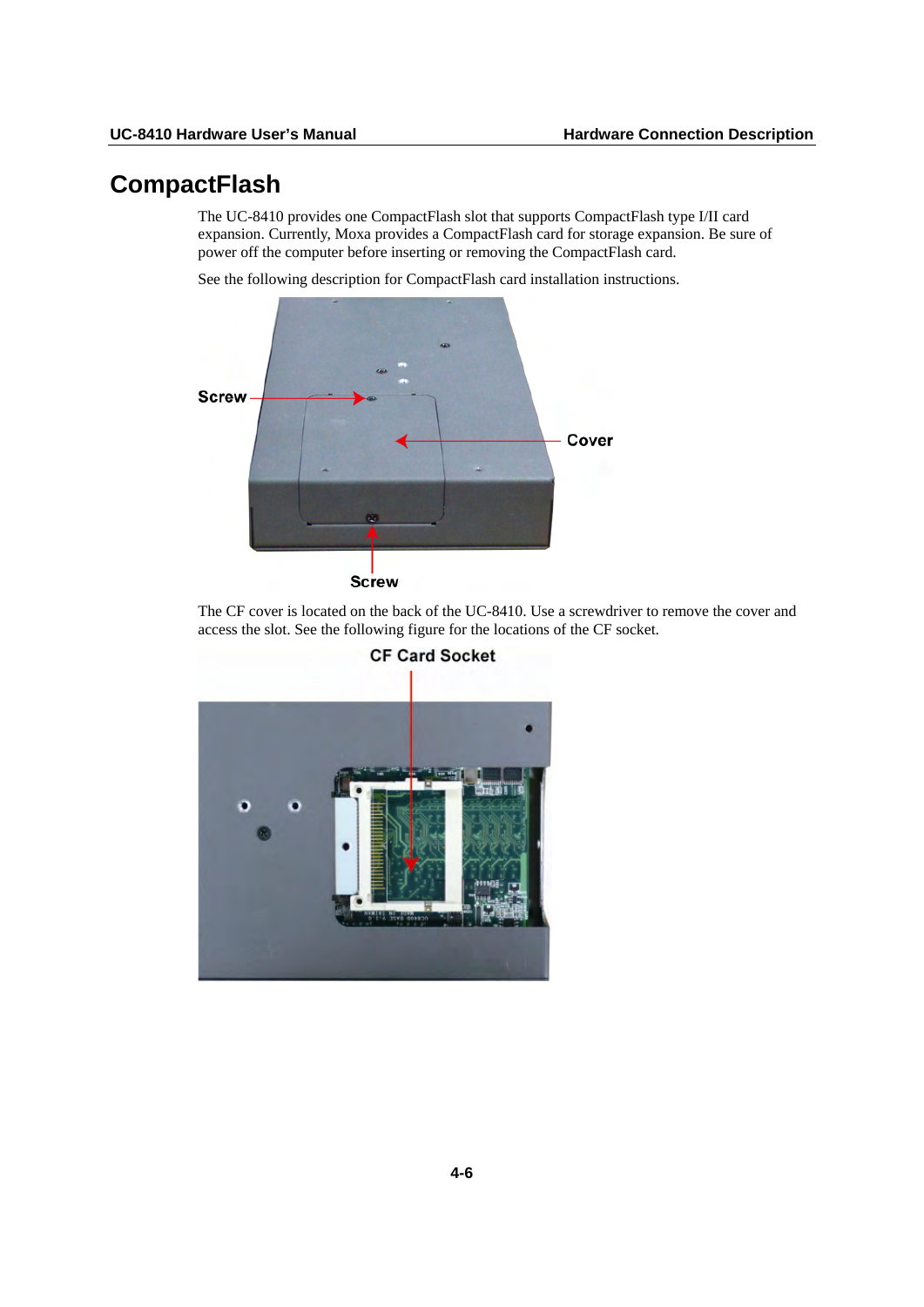# CompactFlash

The UC-8410 provides one CompactFlash slot that supports CompactFlash type I/II card expansion. Currently, Moxa provides a CompactFlash card for storage expansion. Be sure of power off the computer before inserting or removing the CompactFlash card.

See the following description for CompactFlash card installation instructions.

Screw

Cover

Screw

The CF cover is located on the back of the UC-8410. Use a screwdriver to remove the cover and access the slot. See the following figure for the locations of the CF socket.

CF Card Socket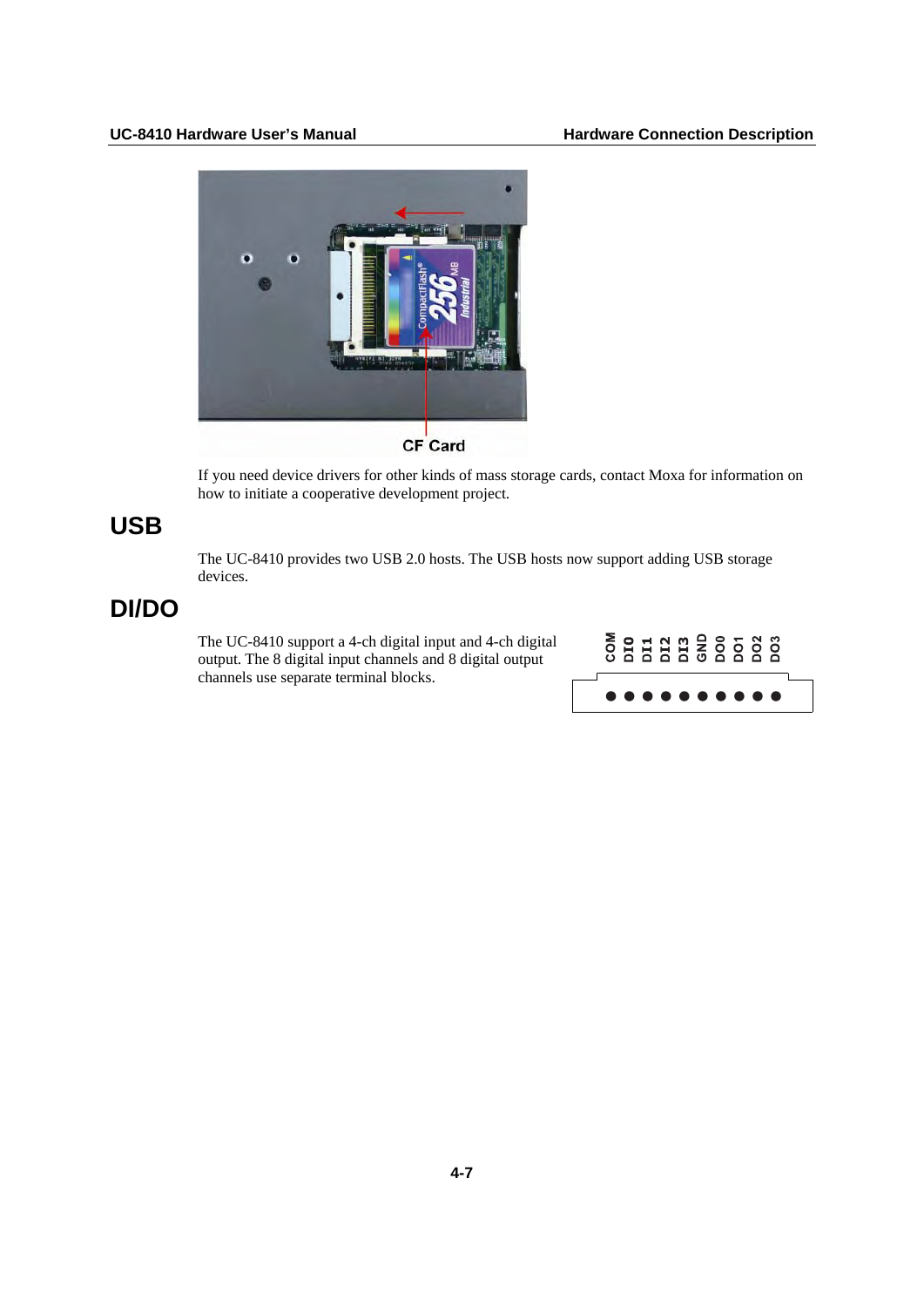CF Card

If you need device drivers for other kinds of mass storage cards, contact Moxa for information on how to initiate a cooperative development project.

## USB

The UC-8410 provides two USB 2.0 hosts. The USB hosts now support adding USB storage devices.

## DI/DO

The UC-8410 support a 4-ch digital input and 4-ch digital output. The 8 digital input channels and 8 digital output channels use separate terminal blocks.

COM DI0 DI1 DI2 DI3 GND DO0 DO1 DO2 DO3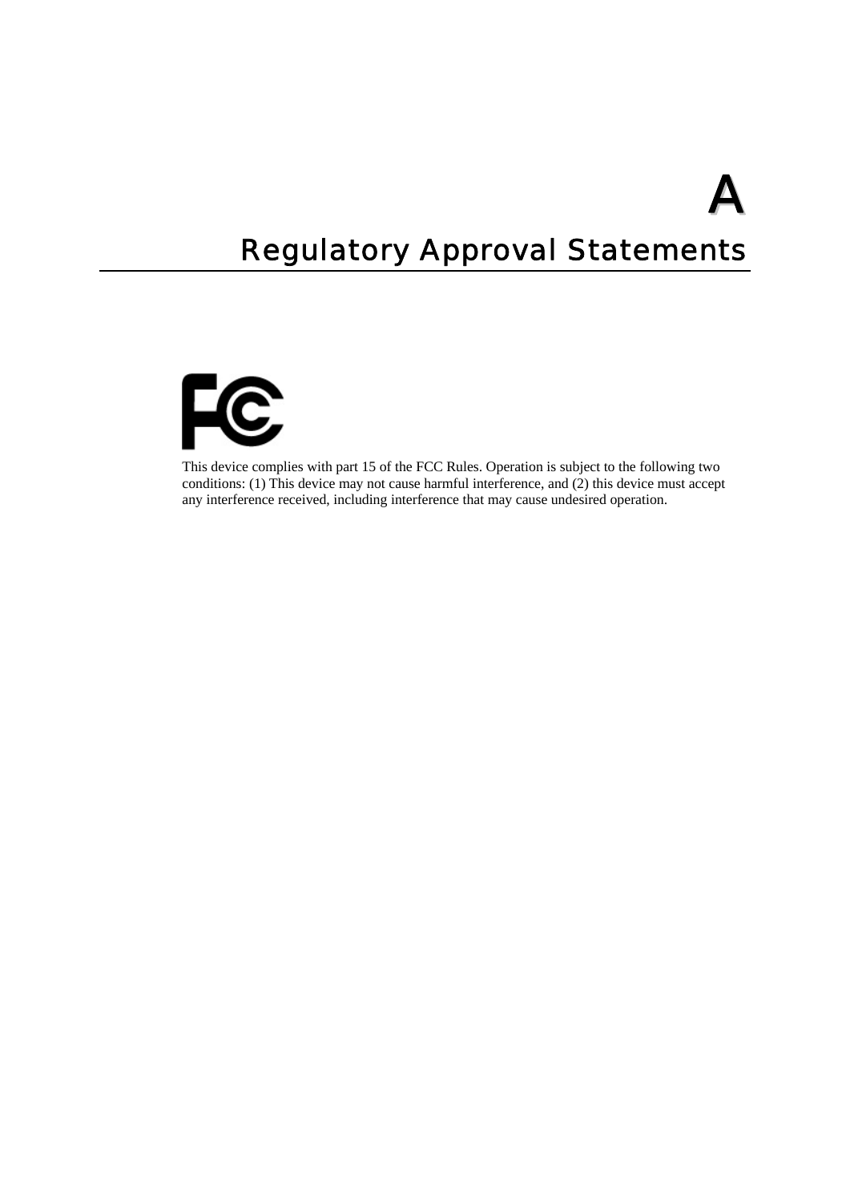# A

# Regulatory Approval Statements

This device complies with part 15 of the FCC Rules. Operation is subject to the following two conditions: (1) This device may not cause harmful interference, and (2) this device must accept any interference received, including interference that may cause undesired operation.